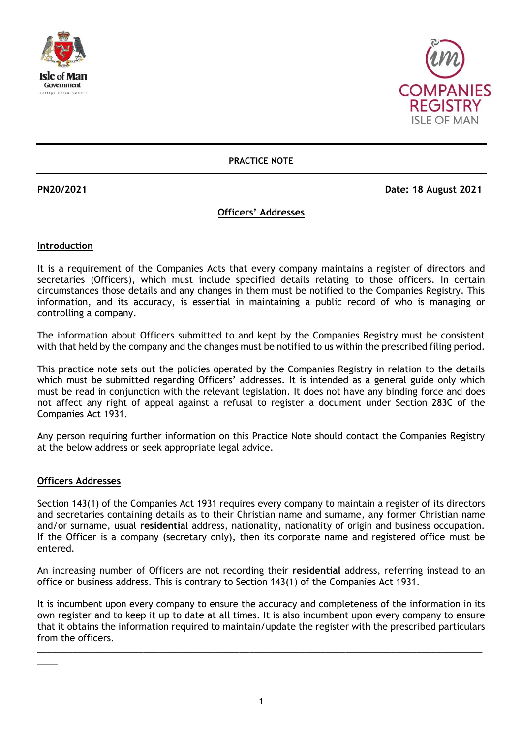**PRACTICE NOTE**

**PN20/2021** **Date: 18 August 2021**

## Officers' Addresses

### Introduction

It is a requirement of the Companies Acts that every company maintains a register of directors and secretaries (Officers), which must include specified details relating to those officers. In certain circumstances those details and any changes in them must be notified to the Companies Registry. This information, and its accuracy, is essential in maintaining a public record of who is managing or controlling a company.

The information about Officers submitted to and kept by the Companies Registry must be consistent with that held by the company and the changes must be notified to us within the prescribed filing period.

This practice note sets out the policies operated by the Companies Registry in relation to the details which must be submitted regarding Officers' addresses. It is intended as a general guide only which must be read in conjunction with the relevant legislation. It does not have any binding force and does not affect any right of appeal against a refusal to register a document under Section 283C of the Companies Act 1931.

Any person requiring further information on this Practice Note should contact the Companies Registry at the below address or seek appropriate legal advice.

### Officers Addresses

Section 143(1) of the Companies Act 1931 requires every company to maintain a register of its directors and secretaries containing details as to their Christian name and surname, any former Christian name and/or surname, usual **residential** address, nationality, nationality of origin and business occupation. If the Officer is a company (secretary only), then its corporate name and registered office must be entered.

An increasing number of Officers are not recording their **residential** address, referring instead to an office or business address. This is contrary to Section 143(1) of the Companies Act 1931.

It is incumbent upon every company to ensure the accuracy and completeness of the information in its own register and to keep it up to date at all times. It is also incumbent upon every company to ensure that it obtains the information required to maintain/update the register with the prescribed particulars from the officers.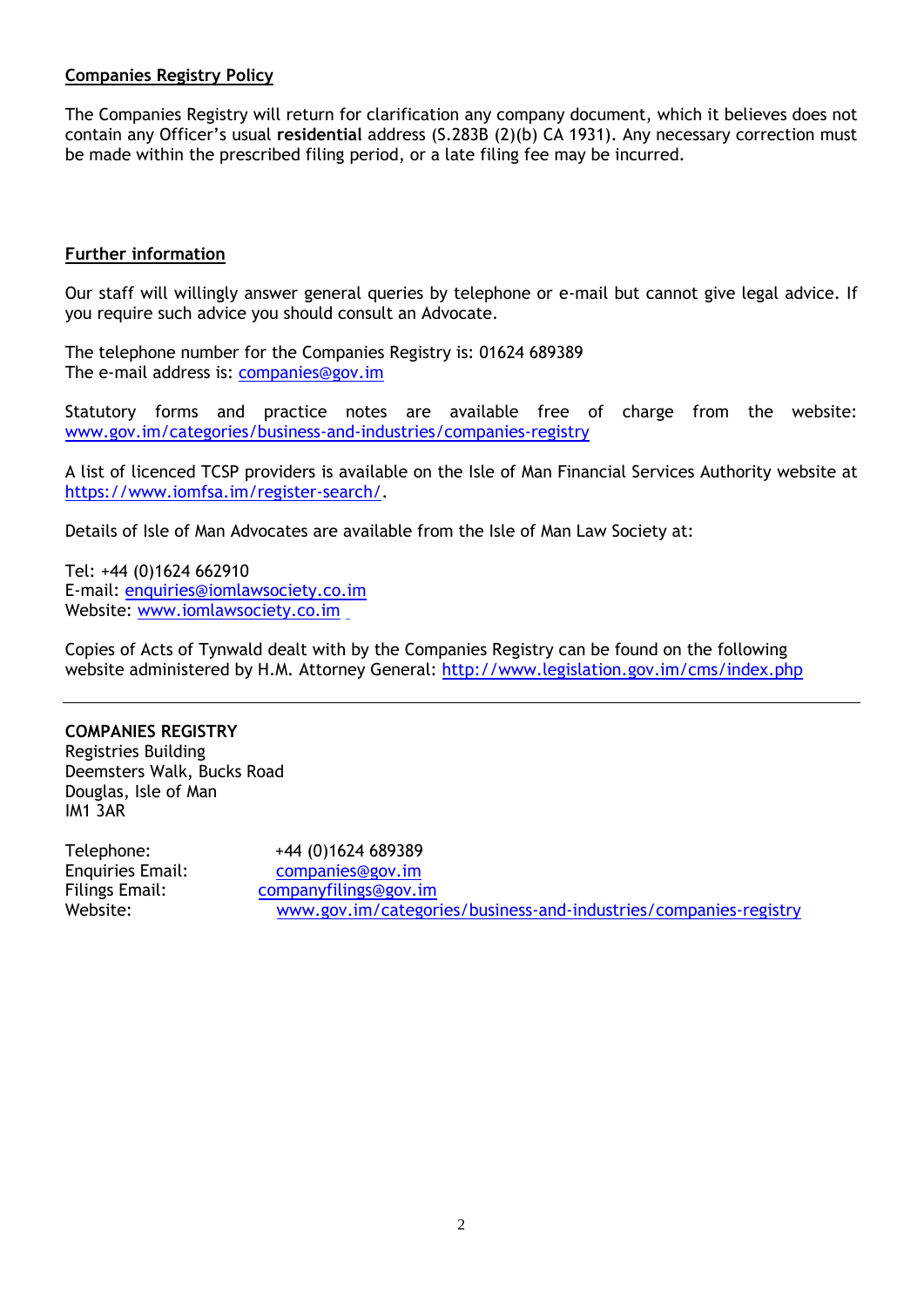**Companies Registry Policy**

The Companies Registry will return for clarification any company document, which it believes does not contain any Officer's usual **residential** address (S.283B (2)(b) CA 1931). Any necessary correction must be made within the prescribed filing period, or a late filing fee may be incurred.

**Further information**

Our staff will willingly answer general queries by telephone or e-mail but cannot give legal advice. If you require such advice you should consult an Advocate.

The telephone number for the Companies Registry is: 01624 689389
The e-mail address is: companies@gov.im

Statutory forms and practice notes are available free of charge from the website: www.gov.im/categories/business-and-industries/companies-registry

A list of licenced TCSP providers is available on the Isle of Man Financial Services Authority website at https://www.iomfsa.im/register-search/.

Details of Isle of Man Advocates are available from the Isle of Man Law Society at:

Tel: +44 (0)1624 662910
E-mail: enquiries@iomlawsociety.co.im
Website: www.iomlawsociety.co.im

Copies of Acts of Tynwald dealt with by the Companies Registry can be found on the following website administered by H.M. Attorney General: http://www.legislation.gov.im/cms/index.php

---

**COMPANIES REGISTRY**
Registries Building
Deemsters Walk, Bucks Road
Douglas, Isle of Man
IM1 3AR

| | |
|---|---|
| Telephone: | +44 (0)1624 689389 |
| Enquiries Email: | companies@gov.im |
| Filings Email: | companyfilings@gov.im |
| Website: | www.gov.im/categories/business-and-industries/companies-registry |